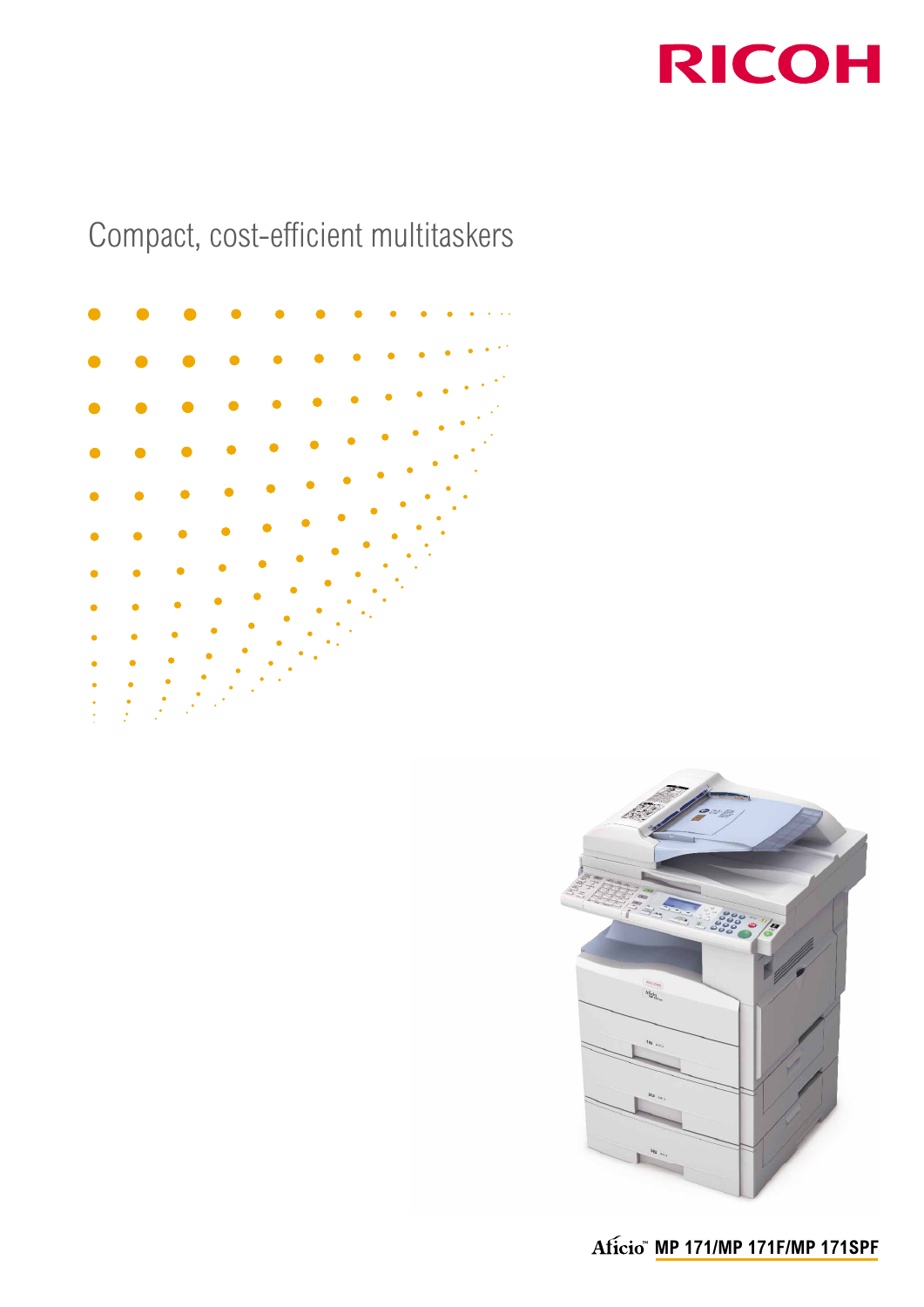RICOH

# Compact, cost-efficient multitaskers

Aficio™ **MP 171/MP 171F/MP 171SPF**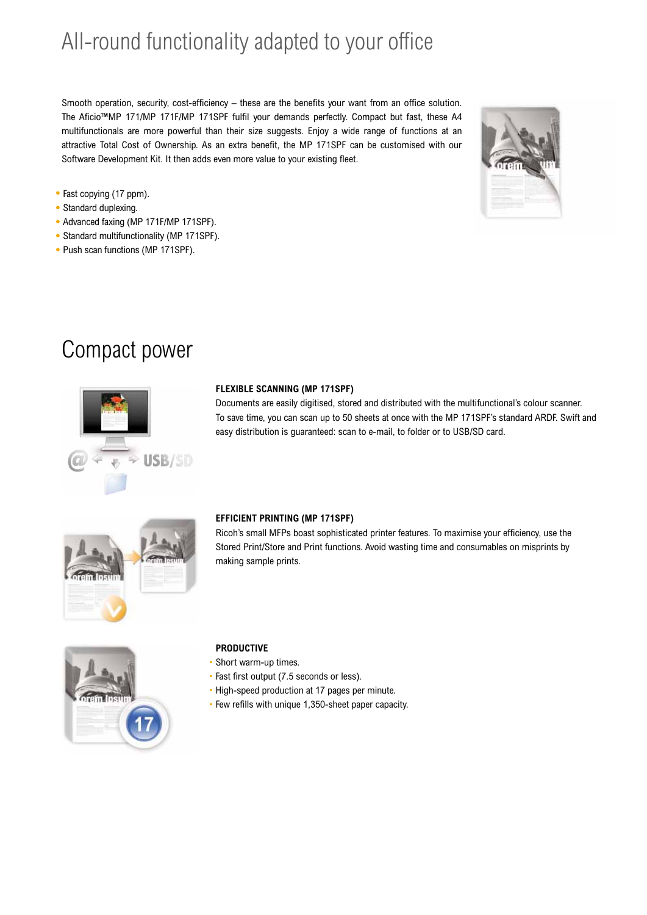# All-round functionality adapted to your office

Smooth operation, security, cost-efficiency – these are the benefits your want from an office solution. The Aficio™MP 171/MP 171F/MP 171SPF fulfil your demands perfectly. Compact but fast, these A4 multifunctionals are more powerful than their size suggests. Enjoy a wide range of functions at an attractive Total Cost of Ownership. As an extra benefit, the MP 171SPF can be customised with our Software Development Kit. It then adds even more value to your existing fleet.

- Fast copying (17 ppm).
- Standard duplexing.
- Advanced faxing (MP 171F/MP 171SPF).
- Standard multifunctionality (MP 171SPF).
- Push scan functions (MP 171SPF).

# Compact power

### FLEXIBLE SCANNING (MP 171SPF)

Documents are easily digitised, stored and distributed with the multifunctional's colour scanner. To save time, you can scan up to 50 sheets at once with the MP 171SPF's standard ARDF. Swift and easy distribution is guaranteed: scan to e-mail, to folder or to USB/SD card.

### EFFICIENT PRINTING (MP 171SPF)

Ricoh's small MFPs boast sophisticated printer features. To maximise your efficiency, use the Stored Print/Store and Print functions. Avoid wasting time and consumables on misprints by making sample prints.

### PRODUCTIVE

- Short warm-up times.
- Fast first output (7.5 seconds or less).
- High-speed production at 17 pages per minute.
- Few refills with unique 1,350-sheet paper capacity.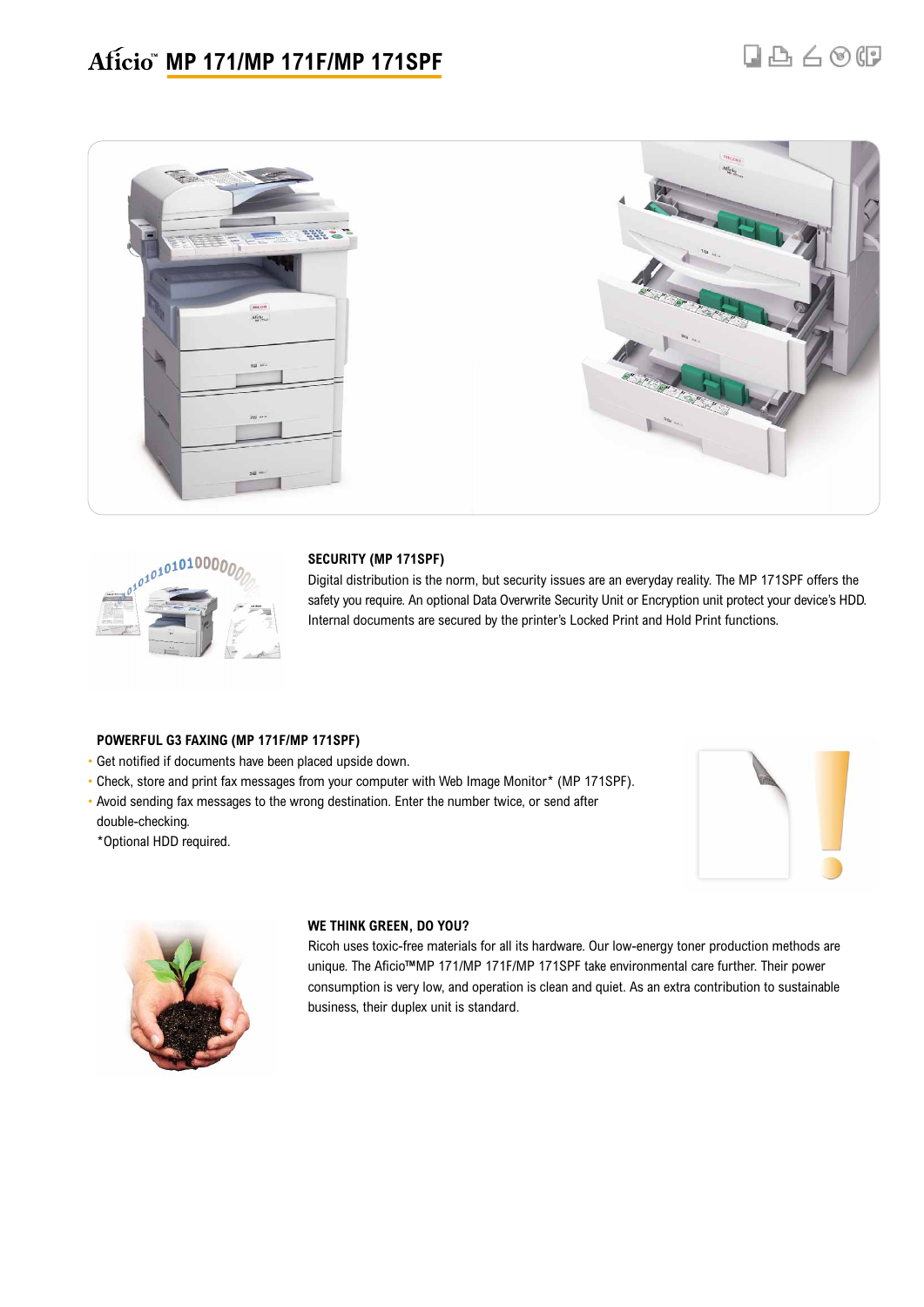# Aficio™ MP 171/MP 171F/MP 171SPF

### SECURITY (MP 171SPF)

Digital distribution is the norm, but security issues are an everyday reality. The MP 171SPF offers the safety you require. An optional Data Overwrite Security Unit or Encryption unit protect your device's HDD. Internal documents are secured by the printer's Locked Print and Hold Print functions.

### POWERFUL G3 FAXING (MP 171F/MP 171SPF)

- Get notified if documents have been placed upside down.
- Check, store and print fax messages from your computer with Web Image Monitor* (MP 171SPF).
- Avoid sending fax messages to the wrong destination. Enter the number twice, or send after double-checking.

*Optional HDD required.

### WE THINK GREEN, DO YOU?

Ricoh uses toxic-free materials for all its hardware. Our low-energy toner production methods are unique. The Aficio™MP 171/MP 171F/MP 171SPF take environmental care further. Their power consumption is very low, and operation is clean and quiet. As an extra contribution to sustainable business, their duplex unit is standard.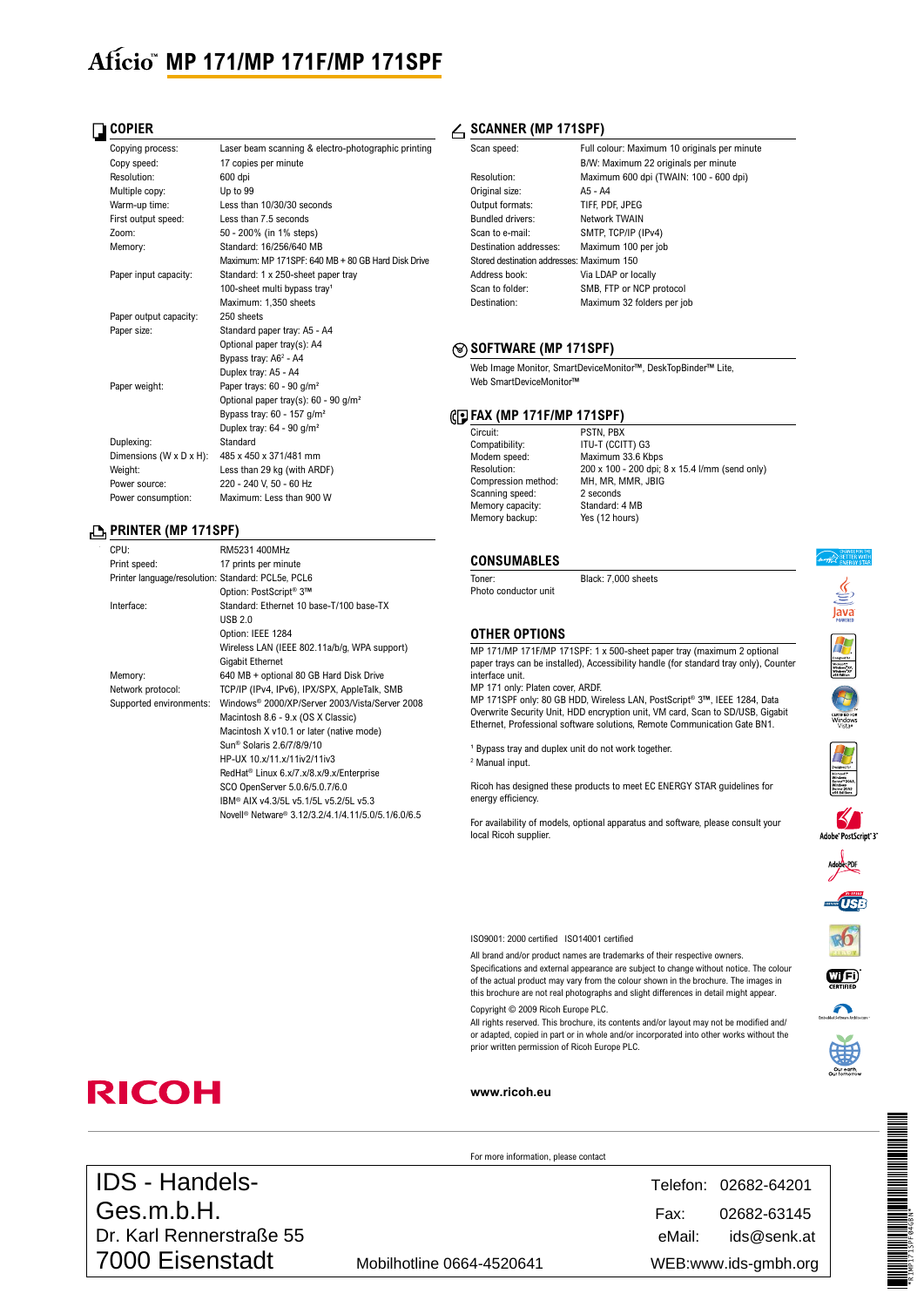# Aficio™ MP 171/MP 171F/MP 171SPF

## COPIER

| | |
|---|---|
| Copying process: | Laser beam scanning & electro-photographic printing |
| Copy speed: | 17 copies per minute |
| Resolution: | 600 dpi |
| Multiple copy: | Up to 99 |
| Warm-up time: | Less than 10/30/30 seconds |
| First output speed: | Less than 7.5 seconds |
| Zoom: | 50 - 200% (in 1% steps) |
| Memory: | Standard: 16/256/640 MB |
| | Maximum: MP 171SPF: 640 MB + 80 GB Hard Disk Drive |
| Paper input capacity: | Standard: 1 x 250-sheet paper tray |
| | 100-sheet multi bypass tray[1] |
| | Maximum: 1,350 sheets |
| Paper output capacity: | 250 sheets |
| Paper size: | Standard paper tray: A5 - A4 |
| | Optional paper tray(s): A4 |
| | Bypass tray: A6[2] - A4 |
| | Duplex tray: A5 - A4 |
| Paper weight: | Paper trays: 60 - 90 g/m² |
| | Optional paper tray(s): 60 - 90 g/m² |
| | Bypass tray: 60 - 157 g/m² |
| | Duplex tray: 64 - 90 g/m² |
| Duplexing: | Standard |
| Dimensions (W x D x H): | 485 x 450 x 371/481 mm |
| Weight: | Less than 29 kg (with ARDF) |
| Power source: | 220 - 240 V, 50 - 60 Hz |
| Power consumption: | Maximum: Less than 900 W |

## PRINTER (MP 171SPF)

| | |
|---|---|
| CPU: | RM5231 400MHz |
| Print speed: | 17 prints per minute |
| Printer language/resolution: | Standard: PCL5e, PCL6 |
| | Option: PostScript® 3™ |
| Interface: | Standard: Ethernet 10 base-T/100 base-TX |
| | USB 2.0 |
| | Option: IEEE 1284 |
| | Wireless LAN (IEEE 802.11a/b/g, WPA support) |
| | Gigabit Ethernet |
| Memory: | 640 MB + optional 80 GB Hard Disk Drive |
| Network protocol: | TCP/IP (IPv4, IPv6), IPX/SPX, AppleTalk, SMB |
| Supported environments: | Windows® 2000/XP/Server 2003/Vista/Server 2008 |
| | Macintosh 8.6 - 9.x (OS X Classic) |
| | Macintosh X v10.1 or later (native mode) |
| | Sun® Solaris 2.6/7/8/9/10 |
| | HP-UX 10.x/11.x/11iv2/11iv3 |
| | RedHat® Linux 6.x/7.x/8.x/9.x/Enterprise |
| | SCO OpenServer 5.0.6/5.0.7/6.0 |
| | IBM® AIX v4.3/5L v5.1/5L v5.2/5L v5.3 |
| | Novell® Netware® 3.12/3.2/4.1/4.11/5.0/5.1/6.0/6.5 |

## SCANNER (MP 171SPF)

| | |
|---|---|
| Scan speed: | Full colour: Maximum 10 originals per minute |
| | B/W: Maximum 22 originals per minute |
| Resolution: | Maximum 600 dpi (TWAIN: 100 - 600 dpi) |
| Original size: | A5 - A4 |
| Output formats: | TIFF, PDF, JPEG |
| Bundled drivers: | Network TWAIN |
| Scan to e-mail: | SMTP, TCP/IP (IPv4) |
| Destination addresses: | Maximum 100 per job |
| Stored destination addresses: | Maximum 150 |
| Address book: | Via LDAP or locally |
| Scan to folder: | SMB, FTP or NCP protocol |
| Destination: | Maximum 32 folders per job |

## SOFTWARE (MP 171SPF)

Web Image Monitor, SmartDeviceMonitor™, DeskTopBinder™ Lite, Web SmartDeviceMonitor™

## FAX (MP 171F/MP 171SPF)

| | |
|---|---|
| Circuit: | PSTN, PBX |
| Compatibility: | ITU-T (CCITT) G3 |
| Modem speed: | Maximum 33.6 Kbps |
| Resolution: | 200 x 100 - 200 dpi; 8 x 15.4 l/mm (send only) |
| Compression method: | MH, MR, MMR, JBIG |
| Scanning speed: | 2 seconds |
| Memory capacity: | Standard: 4 MB |
| Memory backup: | Yes (12 hours) |

## CONSUMABLES

| | |
|---|---|
| Toner: | Black: 7,000 sheets |
| Photo conductor unit | |

## OTHER OPTIONS

MP 171/MP 171F/MP 171SPF: 1 x 500-sheet paper tray (maximum 2 optional paper trays can be installed), Accessibility handle (for standard tray only), Counter interface unit.

MP 171 only: Platen cover, ARDF.

MP 171SPF only: 80 GB HDD, Wireless LAN, PostScript® 3™, IEEE 1284, Data Overwrite Security Unit, HDD encryption unit, VM card, Scan to SD/USB, Gigabit Ethernet, Professional software solutions, Remote Communication Gate BN1.

[1] Bypass tray and duplex unit do not work together.
[2] Manual input.

Ricoh has designed these products to meet EC ENERGY STAR guidelines for energy efficiency.

For availability of models, optional apparatus and software, please consult your local Ricoh supplier.

ISO9001: 2000 certified ISO14001 certified

All brand and/or product names are trademarks of their respective owners. Specifications and external appearance are subject to change without notice. The colour of the actual product may vary from the colour shown in the brochure. The images in this brochure are not real photographs and slight differences in detail might appear.

Copyright © 2009 Ricoh Europe PLC.

All rights reserved. This brochure, its contents and/or layout may not be modified and/or adapted, copied in part or in whole and/or incorporated into other works without the prior written permission of Ricoh Europe PLC.

RICOH

www.ricoh.eu

For more information, please contact

IDS - Handels-Ges.m.b.H.
Dr. Karl Rennerstraße 55
7000 Eisenstadt

Mobilhotline 0664-4520641

Telefon: 02682-64201
Fax: 02682-63145
eMail: ids@senk.at
WEB:www.ids-gmbh.org